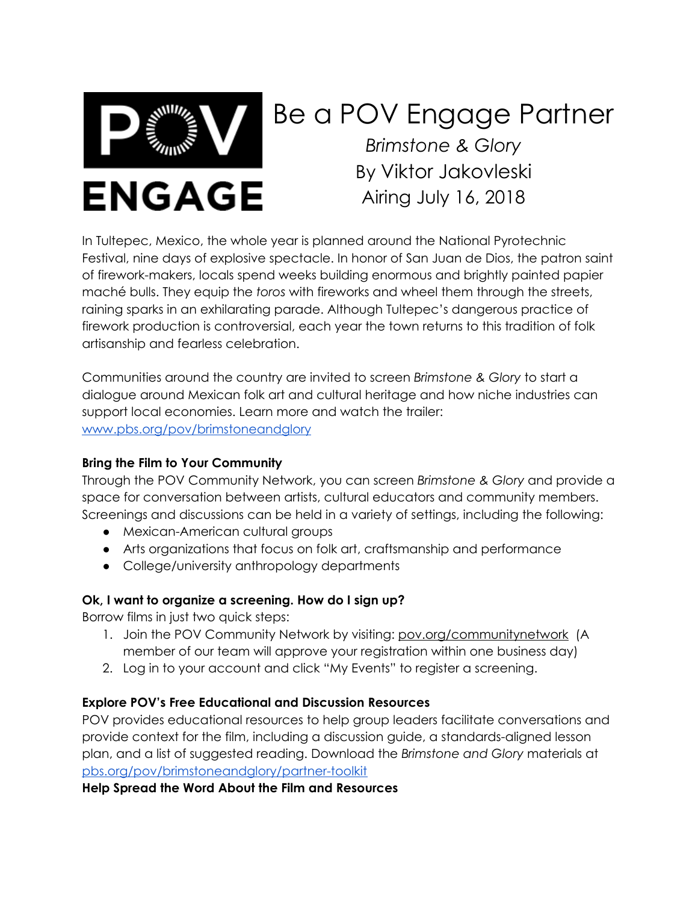**POV ENGAGE**

# Be a POV Engage Partner

*Brimstone & Glory*
By Viktor Jakovleski
Airing July 16, 2018

In Tultepec, Mexico, the whole year is planned around the National Pyrotechnic Festival, nine days of explosive spectacle. In honor of San Juan de Dios, the patron saint of firework-makers, locals spend weeks building enormous and brightly painted papier maché bulls. They equip the *toros* with fireworks and wheel them through the streets, raining sparks in an exhilarating parade. Although Tultepec's dangerous practice of firework production is controversial, each year the town returns to this tradition of folk artisanship and fearless celebration.

Communities around the country are invited to screen *Brimstone & Glory* to start a dialogue around Mexican folk art and cultural heritage and how niche industries can support local economies. Learn more and watch the trailer: [www.pbs.org/pov/brimstoneandglory](http://www.pbs.org/pov/brimstoneandglory)

**Bring the Film to Your Community**

Through the POV Community Network, you can screen *Brimstone & Glory* and provide a space for conversation between artists, cultural educators and community members. Screenings and discussions can be held in a variety of settings, including the following:

- Mexican-American cultural groups
- Arts organizations that focus on folk art, craftsmanship and performance
- College/university anthropology departments

**Ok, I want to organize a screening. How do I sign up?**

Borrow films in just two quick steps:

1. Join the POV Community Network by visiting: pov.org/communitynetwork (A member of our team will approve your registration within one business day)
2. Log in to your account and click "My Events" to register a screening.

**Explore POV's Free Educational and Discussion Resources**

POV provides educational resources to help group leaders facilitate conversations and provide context for the film, including a discussion guide, a standards-aligned lesson plan, and a list of suggested reading. Download the *Brimstone and Glory* materials at [pbs.org/pov/brimstoneandglory/partner-toolkit](http://pbs.org/pov/brimstoneandglory/partner-toolkit)

**Help Spread the Word About the Film and Resources**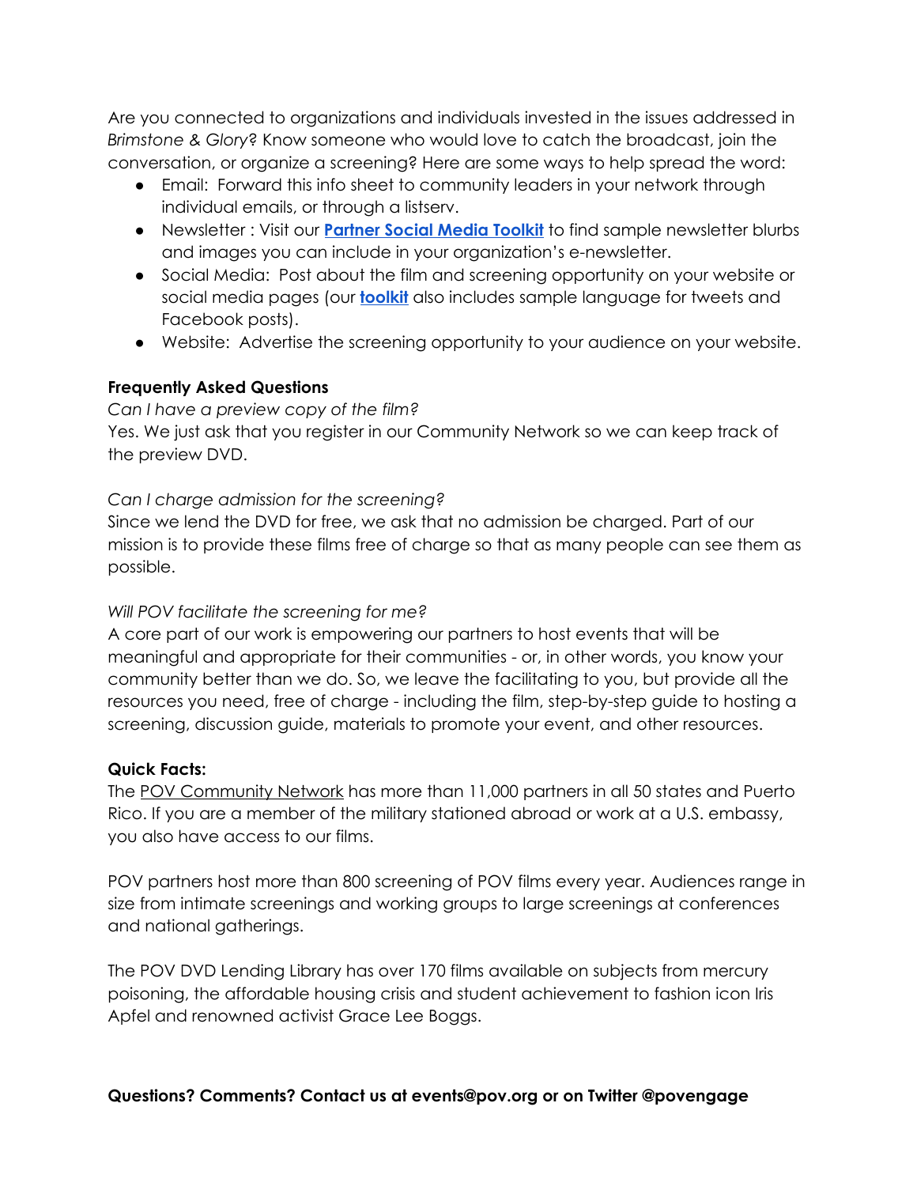Are you connected to organizations and individuals invested in the issues addressed in *Brimstone & Glory*? Know someone who would love to catch the broadcast, join the conversation, or organize a screening? Here are some ways to help spread the word:

- Email: Forward this info sheet to community leaders in your network through individual emails, or through a listserv.
- Newsletter : Visit our **Partner Social Media Toolkit** to find sample newsletter blurbs and images you can include in your organization's e-newsletter.
- Social Media: Post about the film and screening opportunity on your website or social media pages (our **toolkit** also includes sample language for tweets and Facebook posts).
- Website: Advertise the screening opportunity to your audience on your website.

**Frequently Asked Questions**

*Can I have a preview copy of the film?*
Yes. We just ask that you register in our Community Network so we can keep track of the preview DVD.

*Can I charge admission for the screening?*
Since we lend the DVD for free, we ask that no admission be charged. Part of our mission is to provide these films free of charge so that as many people can see them as possible.

*Will POV facilitate the screening for me?*
A core part of our work is empowering our partners to host events that will be meaningful and appropriate for their communities - or, in other words, you know your community better than we do. So, we leave the facilitating to you, but provide all the resources you need, free of charge - including the film, step-by-step guide to hosting a screening, discussion guide, materials to promote your event, and other resources.

**Quick Facts:**

The POV Community Network has more than 11,000 partners in all 50 states and Puerto Rico. If you are a member of the military stationed abroad or work at a U.S. embassy, you also have access to our films.

POV partners host more than 800 screening of POV films every year. Audiences range in size from intimate screenings and working groups to large screenings at conferences and national gatherings.

The POV DVD Lending Library has over 170 films available on subjects from mercury poisoning, the affordable housing crisis and student achievement to fashion icon Iris Apfel and renowned activist Grace Lee Boggs.

**Questions? Comments? Contact us at events@pov.org or on Twitter @povengage**